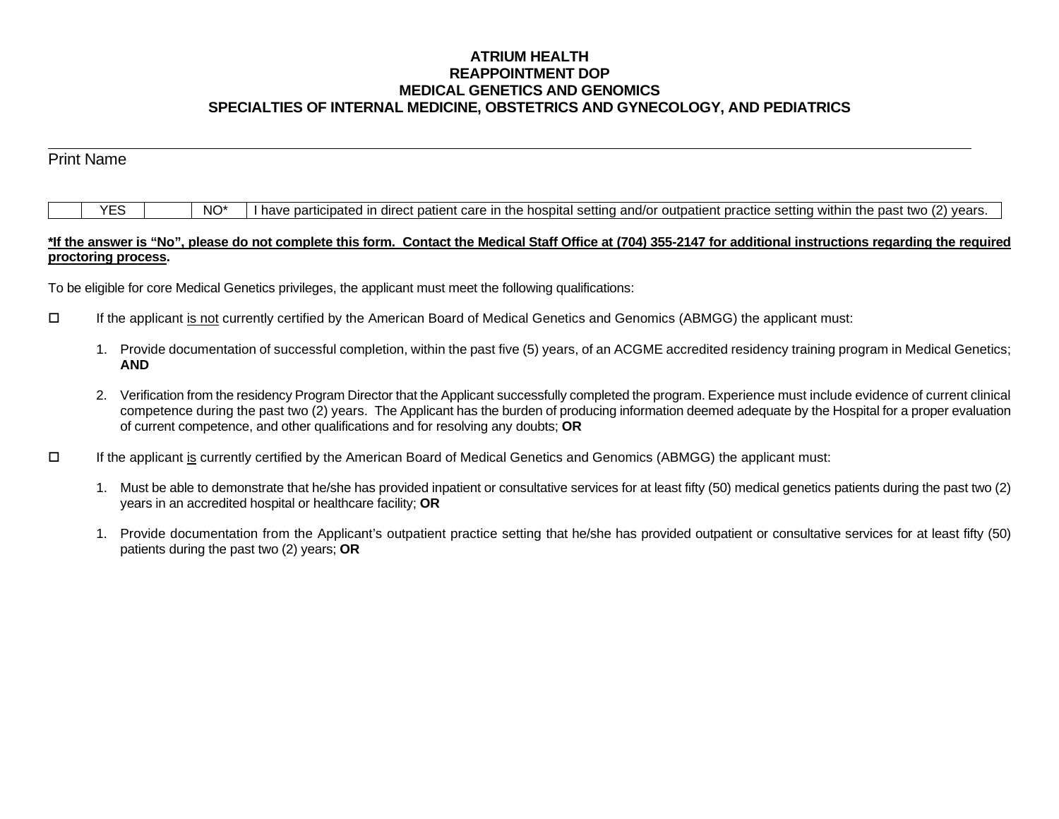**ATRIUM HEALTH**
**REAPPOINTMENT DOP**
**MEDICAL GENETICS AND GENOMICS**
**SPECIALTIES OF INTERNAL MEDICINE, OBSTETRICS AND GYNECOLOGY, AND PEDIATRICS**

\_\_\_\_\_\_\_\_\_\_\_\_\_\_\_\_\_\_\_\_\_\_\_\_\_\_\_\_\_\_\_\_\_\_\_\_\_\_\_\_\_\_\_\_\_\_\_\_\_\_\_\_\_\_\_\_\_\_\_\_\_\_\_\_\_\_\_\_\_\_\_\_

Print Name

| | YES | | NO* | I have participated in direct patient care in the hospital setting and/or outpatient practice setting within the past two (2) years. |
|---|---|---|---|---|

**\*If the answer is "No", please do not complete this form. Contact the Medical Staff Office at (704) 355-2147 for additional instructions regarding the required proctoring process.**

To be eligible for core Medical Genetics privileges, the applicant must meet the following qualifications:

☐ If the applicant is not currently certified by the American Board of Medical Genetics and Genomics (ABMGG) the applicant must:

1. Provide documentation of successful completion, within the past five (5) years, of an ACGME accredited residency training program in Medical Genetics; **AND**

2. Verification from the residency Program Director that the Applicant successfully completed the program. Experience must include evidence of current clinical competence during the past two (2) years. The Applicant has the burden of producing information deemed adequate by the Hospital for a proper evaluation of current competence, and other qualifications and for resolving any doubts; **OR**

☐ If the applicant is currently certified by the American Board of Medical Genetics and Genomics (ABMGG) the applicant must:

1. Must be able to demonstrate that he/she has provided inpatient or consultative services for at least fifty (50) medical genetics patients during the past two (2) years in an accredited hospital or healthcare facility; **OR**

1. Provide documentation from the Applicant's outpatient practice setting that he/she has provided outpatient or consultative services for at least fifty (50) patients during the past two (2) years; **OR**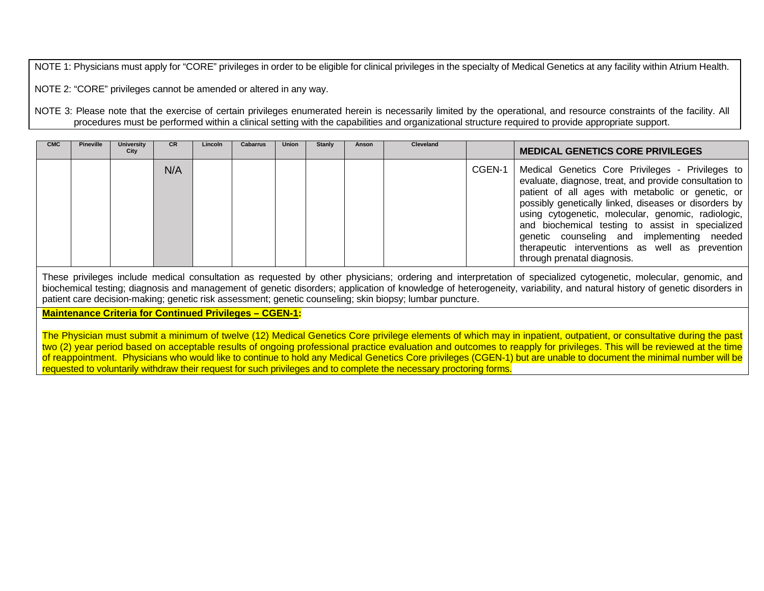NOTE 1: Physicians must apply for "CORE" privileges in order to be eligible for clinical privileges in the specialty of Medical Genetics at any facility within Atrium Health.

NOTE 2: "CORE" privileges cannot be amended or altered in any way.

NOTE 3: Please note that the exercise of certain privileges enumerated herein is necessarily limited by the operational, and resource constraints of the facility. All procedures must be performed within a clinical setting with the capabilities and organizational structure required to provide appropriate support.

| CMC | Pineville | University City | CR | Lincoln | Cabarrus | Union | Stanly | Anson | Cleveland | | MEDICAL GENETICS CORE PRIVILEGES |
|---|---|---|---|---|---|---|---|---|---|---|---|
| | | | N/A | | | | | | | CGEN-1 | Medical Genetics Core Privileges - Privileges to evaluate, diagnose, treat, and provide consultation to patient of all ages with metabolic or genetic, or possibly genetically linked, diseases or disorders by using cytogenetic, molecular, genomic, radiologic, and biochemical testing to assist in specialized genetic counseling and implementing needed therapeutic interventions as well as prevention through prenatal diagnosis. |

These privileges include medical consultation as requested by other physicians; ordering and interpretation of specialized cytogenetic, molecular, genomic, and biochemical testing; diagnosis and management of genetic disorders; application of knowledge of heterogeneity, variability, and natural history of genetic disorders in patient care decision-making; genetic risk assessment; genetic counseling; skin biopsy; lumbar puncture.

**Maintenance Criteria for Continued Privileges – CGEN-1:**

The Physician must submit a minimum of twelve (12) Medical Genetics Core privilege elements of which may in inpatient, outpatient, or consultative during the past two (2) year period based on acceptable results of ongoing professional practice evaluation and outcomes to reapply for privileges. This will be reviewed at the time of reappointment. Physicians who would like to continue to hold any Medical Genetics Core privileges (CGEN-1) but are unable to document the minimal number will be requested to voluntarily withdraw their request for such privileges and to complete the necessary proctoring forms.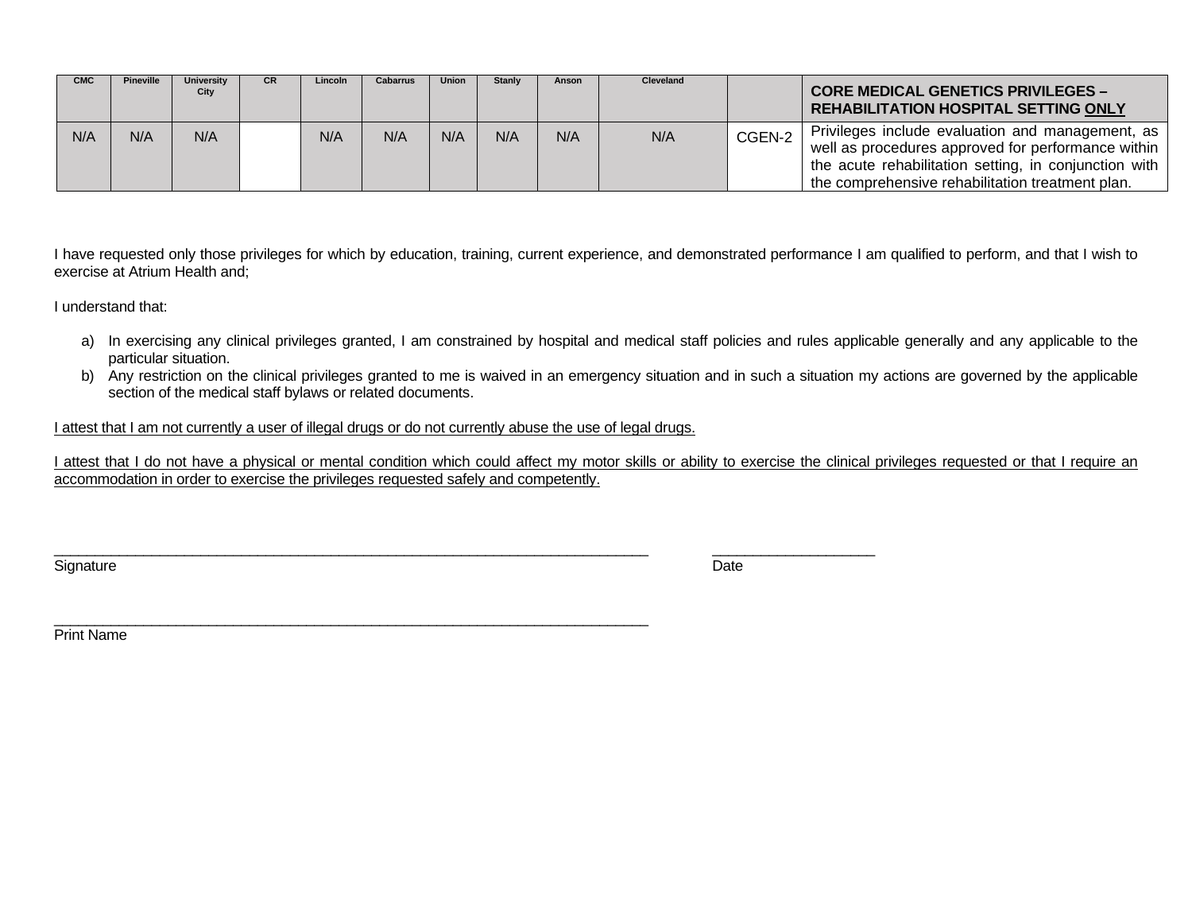| CMC | Pineville | University City | CR | Lincoln | Cabarrus | Union | Stanly | Anson | Cleveland | | **CORE MEDICAL GENETICS PRIVILEGES – REHABILITATION HOSPITAL SETTING ONLY** |
|---|---|---|---|---|---|---|---|---|---|---|---|
| N/A | N/A | N/A | | N/A | N/A | N/A | N/A | N/A | N/A | CGEN-2 | Privileges include evaluation and management, as well as procedures approved for performance within the acute rehabilitation setting, in conjunction with the comprehensive rehabilitation treatment plan. |

I have requested only those privileges for which by education, training, current experience, and demonstrated performance I am qualified to perform, and that I wish to exercise at Atrium Health and;

I understand that:

a) In exercising any clinical privileges granted, I am constrained by hospital and medical staff policies and rules applicable generally and any applicable to the particular situation.
b) Any restriction on the clinical privileges granted to me is waived in an emergency situation and in such a situation my actions are governed by the applicable section of the medical staff bylaws or related documents.

<u>I attest that I am not currently a user of illegal drugs or do not currently abuse the use of legal drugs.</u>

<u>I attest that I do not have a physical or mental condition which could affect my motor skills or ability to exercise the clinical privileges requested or that I require an accommodation in order to exercise the privileges requested safely and competently.</u>

\_\_\_\_\_\_\_\_\_\_\_\_\_\_\_\_\_\_\_\_\_\_\_\_\_\_\_\_\_\_\_\_\_\_\_\_\_\_\_\_\_\_\_\_\_\_\_\_\_\_\_\_\_\_\_\_\_\_\_\_\_\_\_\_\_\_\_\_\_\_\_\_\_\_\_\_\_\_\_\_
Signature

\_\_\_\_\_\_\_\_\_\_\_\_\_\_\_\_\_\_\_\_\_\_
Date

\_\_\_\_\_\_\_\_\_\_\_\_\_\_\_\_\_\_\_\_\_\_\_\_\_\_\_\_\_\_\_\_\_\_\_\_\_\_\_\_\_\_\_\_\_\_\_\_\_\_\_\_\_\_\_\_\_\_\_\_\_\_\_\_\_\_\_\_\_\_\_\_\_\_\_\_\_\_\_\_
Print Name